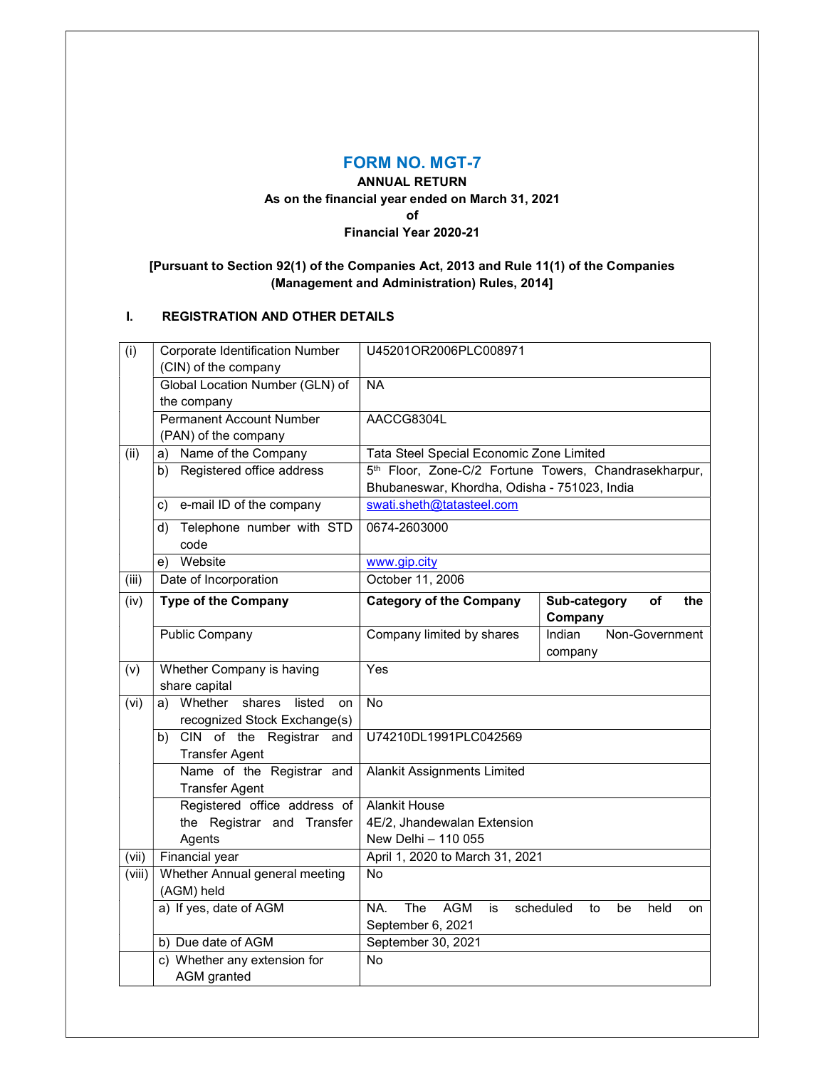# FORM NO. MGT-7

**ANNUAL RETURN**

**As on the financial year ended on March 31, 2021**

**of**

**Financial Year 2020-21**

**[Pursuant to Section 92(1) of the Companies Act, 2013 and Rule 11(1) of the Companies (Management and Administration) Rules, 2014]**

## I. REGISTRATION AND OTHER DETAILS

| | | | |
|---|---|---|---|
| (i) | Corporate Identification Number (CIN) of the company | U45201OR2006PLC008971 | |
| | Global Location Number (GLN) of the company | NA | |
| | Permanent Account Number (PAN) of the company | AACCG8304L | |
| (ii) | a) Name of the Company | Tata Steel Special Economic Zone Limited | |
| | b) Registered office address | 5th Floor, Zone-C/2 Fortune Towers, Chandrasekharpur, Bhubaneswar, Khordha, Odisha - 751023, India | |
| | c) e-mail ID of the company | swati.sheth@tatasteel.com | |
| | d) Telephone number with STD code | 0674-2603000 | |
| | e) Website | www.gip.city | |
| (iii) | Date of Incorporation | October 11, 2006 | |
| (iv) | **Type of the Company** | **Category of the Company** | **Sub-category of the Company** |
| | Public Company | Company limited by shares | Indian Non-Government company |
| (v) | Whether Company is having share capital | Yes | |
| (vi) | a) Whether shares listed on recognized Stock Exchange(s) | No | |
| | b) CIN of the Registrar and Transfer Agent | U74210DL1991PLC042569 | |
| | Name of the Registrar and Transfer Agent | Alankit Assignments Limited | |
| | Registered office address of the Registrar and Transfer Agents | Alankit House<br>4E/2, Jhandewalan Extension<br>New Delhi – 110 055 | |
| (vii) | Financial year | April 1, 2020 to March 31, 2021 | |
| (viii) | Whether Annual general meeting (AGM) held | No | |
| | a) If yes, date of AGM | NA. The AGM is scheduled to be held on September 6, 2021 | |
| | b) Due date of AGM | September 30, 2021 | |
| | c) Whether any extension for AGM granted | No | |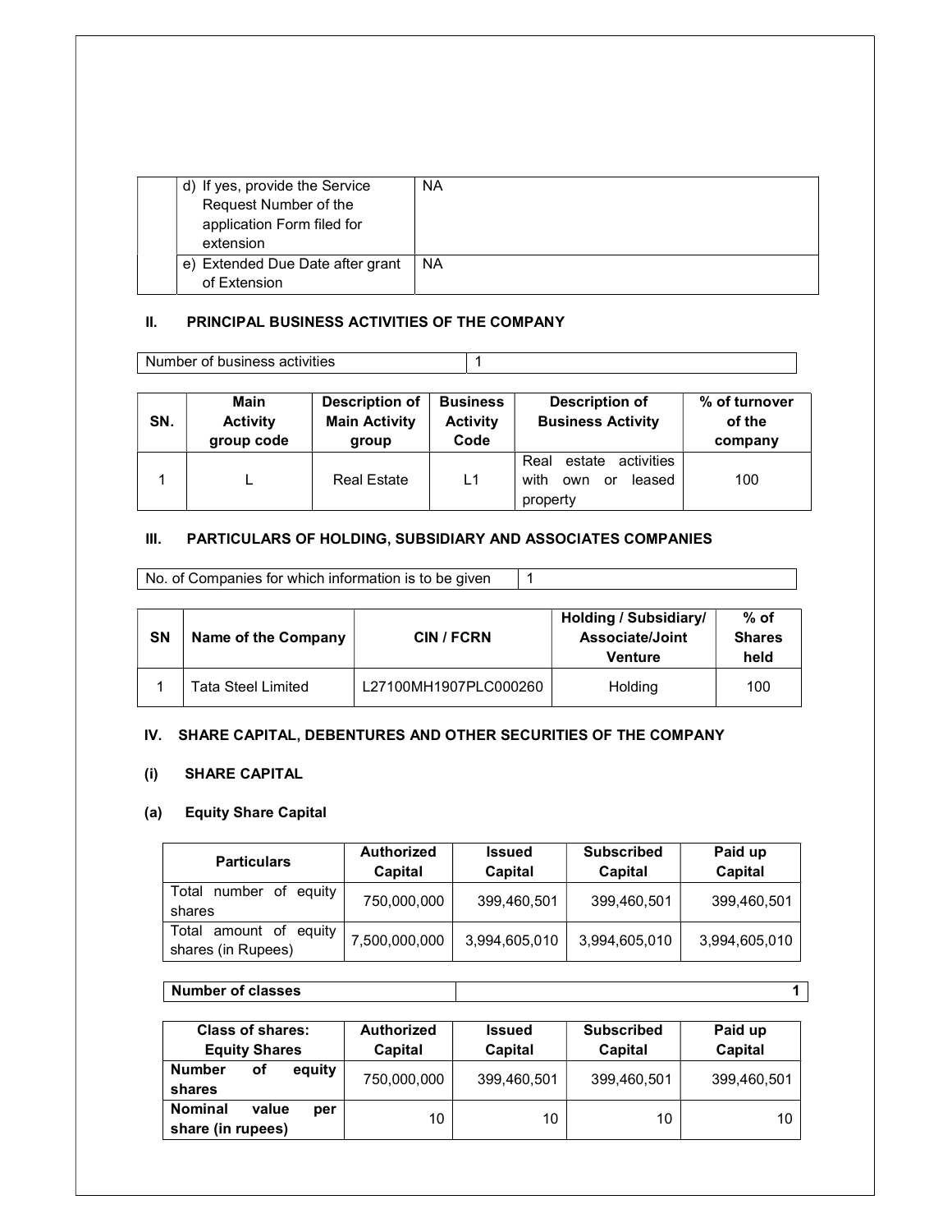| | | |
|---|---|---|
| | d) If yes, provide the Service Request Number of the application Form filed for extension | NA |
| | e) Extended Due Date after grant of Extension | NA |

## II. PRINCIPAL BUSINESS ACTIVITIES OF THE COMPANY

| Number of business activities | 1 |
|---|---|

| SN. | Main Activity group code | Description of Main Activity group | Business Activity Code | Description of Business Activity | % of turnover of the company |
|---|---|---|---|---|---|
| 1 | L | Real Estate | L1 | Real estate activities with own or leased property | 100 |

## III. PARTICULARS OF HOLDING, SUBSIDIARY AND ASSOCIATES COMPANIES

| No. of Companies for which information is to be given | 1 |
|---|---|

| SN | Name of the Company | CIN / FCRN | Holding / Subsidiary/ Associate/Joint Venture | % of Shares held |
|---|---|---|---|---|
| 1 | Tata Steel Limited | L27100MH1907PLC000260 | Holding | 100 |

## IV. SHARE CAPITAL, DEBENTURES AND OTHER SECURITIES OF THE COMPANY

### (i) SHARE CAPITAL

### (a) Equity Share Capital

| Particulars | Authorized Capital | Issued Capital | Subscribed Capital | Paid up Capital |
|---|---|---|---|---|
| Total number of equity shares | 750,000,000 | 399,460,501 | 399,460,501 | 399,460,501 |
| Total amount of equity shares (in Rupees) | 7,500,000,000 | 3,994,605,010 | 3,994,605,010 | 3,994,605,010 |

| **Number of classes** | **1** |
|---|---|

| Class of shares: Equity Shares | Authorized Capital | Issued Capital | Subscribed Capital | Paid up Capital |
|---|---|---|---|---|
| **Number of equity shares** | 750,000,000 | 399,460,501 | 399,460,501 | 399,460,501 |
| **Nominal value per share (in rupees)** | 10 | 10 | 10 | 10 |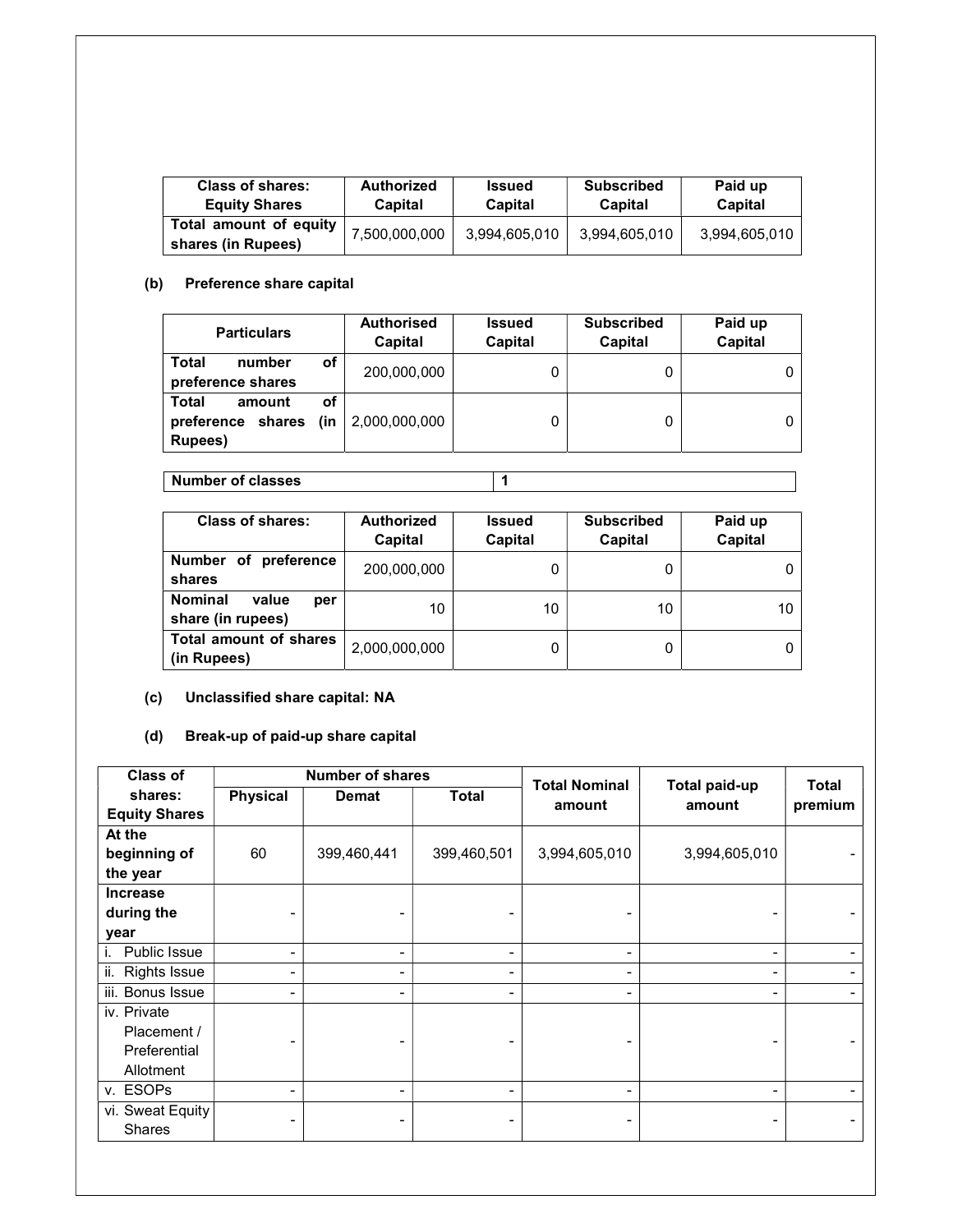| Class of shares: Equity Shares | Authorized Capital | Issued Capital | Subscribed Capital | Paid up Capital |
|---|---|---|---|---|
| Total amount of equity shares (in Rupees) | 7,500,000,000 | 3,994,605,010 | 3,994,605,010 | 3,994,605,010 |

**(b) Preference share capital**

| Particulars | Authorised Capital | Issued Capital | Subscribed Capital | Paid up Capital |
|---|---|---|---|---|
| Total number of preference shares | 200,000,000 | 0 | 0 | 0 |
| Total amount of preference shares (in Rupees) | 2,000,000,000 | 0 | 0 | 0 |

| Number of classes | 1 |
|---|---|

| Class of shares: | Authorized Capital | Issued Capital | Subscribed Capital | Paid up Capital |
|---|---|---|---|---|
| Number of preference shares | 200,000,000 | 0 | 0 | 0 |
| Nominal value per share (in rupees) | 10 | 10 | 10 | 10 |
| Total amount of shares (in Rupees) | 2,000,000,000 | 0 | 0 | 0 |

**(c) Unclassified share capital: NA**

**(d) Break-up of paid-up share capital**

| Class of shares: Equity Shares | Number of shares | | | Total Nominal amount | Total paid-up amount | Total premium |
|---|---|---|---|---|---|---|
| | Physical | Demat | Total | | | |
| **At the beginning of the year** | 60 | 399,460,441 | 399,460,501 | 3,994,605,010 | 3,994,605,010 | - |
| **Increase during the year** | - | - | - | - | - | - |
| i. Public Issue | - | - | - | - | - | - |
| ii. Rights Issue | - | - | - | - | - | - |
| iii. Bonus Issue | - | - | - | - | - | - |
| iv. Private Placement / Preferential Allotment | - | - | - | - | - | - |
| v. ESOPs | - | - | - | - | - | - |
| vi. Sweat Equity Shares | - | - | - | - | - | - |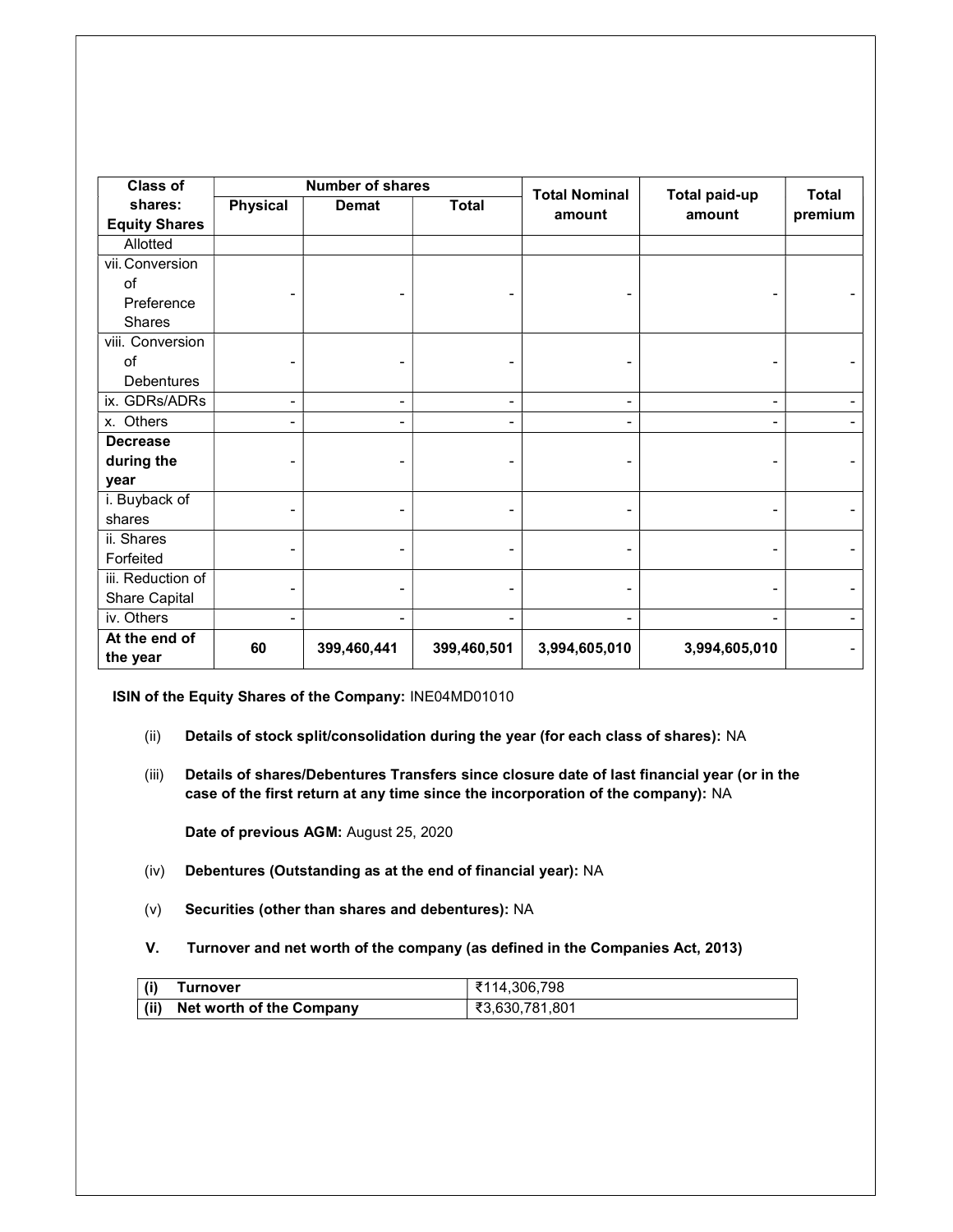| Class of shares: Equity Shares | Number of shares | | | Total Nominal amount | Total paid-up amount | Total premium |
|---|---|---|---|---|---|---|
| | Physical | Demat | Total | | | |
| Allotted | | | | | | |
| vii. Conversion of Preference Shares | - | - | - | - | - | - |
| viii. Conversion of Debentures | - | - | - | - | - | - |
| ix. GDRs/ADRs | - | - | - | - | - | - |
| x. Others | - | - | - | - | - | - |
| **Decrease during the year** | - | - | - | - | - | - |
| i. Buyback of shares | - | - | - | - | - | - |
| ii. Shares Forfeited | - | - | - | - | - | - |
| iii. Reduction of Share Capital | - | - | - | - | - | - |
| iv. Others | - | - | - | - | - | - |
| **At the end of the year** | **60** | **399,460,441** | **399,460,501** | **3,994,605,010** | **3,994,605,010** | - |

**ISIN of the Equity Shares of the Company:** INE04MD01010

(ii) **Details of stock split/consolidation during the year (for each class of shares):** NA

(iii) **Details of shares/Debentures Transfers since closure date of last financial year (or in the case of the first return at any time since the incorporation of the company):** NA

**Date of previous AGM:** August 25, 2020

(iv) **Debentures (Outstanding as at the end of financial year):** NA

(v) **Securities (other than shares and debentures):** NA

**V. Turnover and net worth of the company (as defined in the Companies Act, 2013)**

| | | |
|---|---|---|
| **(i)** | **Turnover** | ₹114,306,798 |
| **(ii)** | **Net worth of the Company** | ₹3,630,781,801 |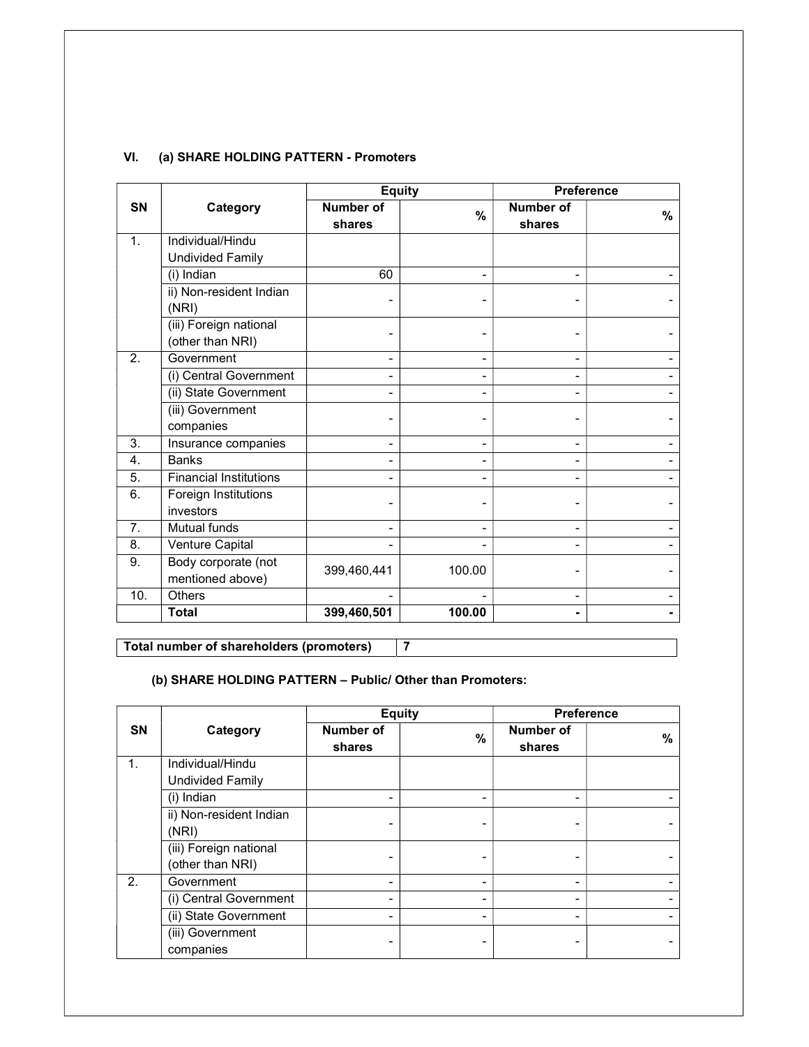## VI. (a) SHARE HOLDING PATTERN - Promoters

| SN | Category | Equity | | Preference | |
|---|---|---|---|---|---|
| | | Number of shares | % | Number of shares | % |
| 1. | Individual/Hindu Undivided Family | | | | |
| | (i) Indian | 60 | - | - | - |
| | ii) Non-resident Indian (NRI) | - | - | - | - |
| | (iii) Foreign national (other than NRI) | - | - | - | - |
| 2. | Government | - | - | - | - |
| | (i) Central Government | - | - | - | - |
| | (ii) State Government | - | - | - | - |
| | (iii) Government companies | - | - | - | - |
| 3. | Insurance companies | - | - | - | - |
| 4. | Banks | - | - | - | - |
| 5. | Financial Institutions | - | - | - | - |
| 6. | Foreign Institutions investors | - | - | - | - |
| 7. | Mutual funds | - | - | - | - |
| 8. | Venture Capital | - | - | - | - |
| 9. | Body corporate (not mentioned above) | 399,460,441 | 100.00 | - | - |
| 10. | Others | - | - | - | - |
| | **Total** | **399,460,501** | **100.00** | **-** | **-** |

| **Total number of shareholders (promoters)** | **7** |
|---|---|

### (b) SHARE HOLDING PATTERN – Public/ Other than Promoters:

| SN | Category | Equity | | Preference | |
|---|---|---|---|---|---|
| | | Number of shares | % | Number of shares | % |
| 1. | Individual/Hindu Undivided Family | | | | |
| | (i) Indian | - | - | - | - |
| | ii) Non-resident Indian (NRI) | - | - | - | - |
| | (iii) Foreign national (other than NRI) | - | - | - | - |
| 2. | Government | - | - | - | - |
| | (i) Central Government | - | - | - | - |
| | (ii) State Government | - | - | - | - |
| | (iii) Government companies | - | - | - | - |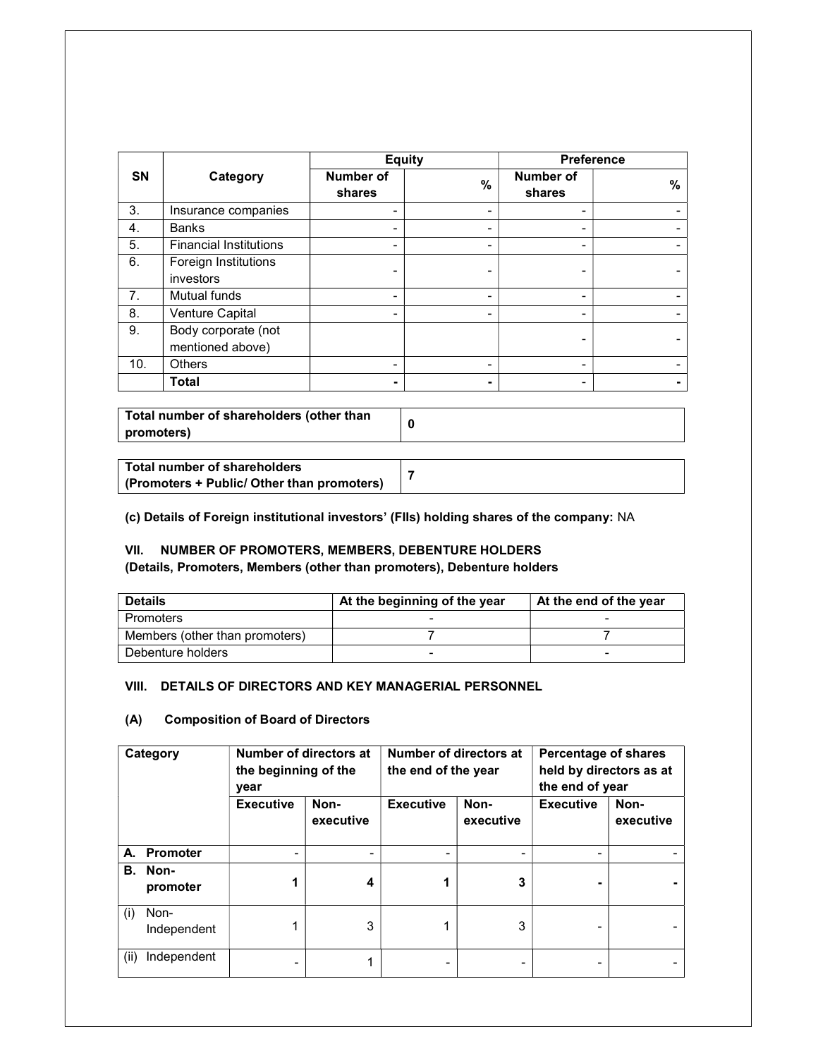| SN | Category | Equity | | Preference | |
|---|---|---|---|---|---|
| | | Number of shares | % | Number of shares | % |
| 3. | Insurance companies | - | - | - | - |
| 4. | Banks | - | - | - | - |
| 5. | Financial Institutions | - | - | - | - |
| 6. | Foreign Institutions investors | - | - | - | - |
| 7. | Mutual funds | - | - | - | - |
| 8. | Venture Capital | - | - | - | - |
| 9. | Body corporate (not mentioned above) | | | - | - |
| 10. | Others | - | - | - | - |
| | **Total** | **-** | **-** | - | **-** |

| **Total number of shareholders (other than promoters)** | **0** |
|---|---|

| **Total number of shareholders (Promoters + Public/ Other than promoters)** | **7** |
|---|---|

**(c) Details of Foreign institutional investors' (FIIs) holding shares of the company:** NA

**VII. NUMBER OF PROMOTERS, MEMBERS, DEBENTURE HOLDERS**
**(Details, Promoters, Members (other than promoters), Debenture holders**

| Details | At the beginning of the year | At the end of the year |
|---|---|---|
| Promoters | - | - |
| Members (other than promoters) | 7 | 7 |
| Debenture holders | - | - |

**VIII. DETAILS OF DIRECTORS AND KEY MANAGERIAL PERSONNEL**

**(A) Composition of Board of Directors**

| Category | Number of directors at the beginning of the year | | Number of directors at the end of the year | | Percentage of shares held by directors as at the end of year | |
|---|---|---|---|---|---|---|
| | Executive | Non-executive | Executive | Non-executive | Executive | Non-executive |
| **A. Promoter** | - | - | - | - | - | - |
| **B. Non-promoter** | **1** | **4** | **1** | **3** | **-** | **-** |
| (i) Non-Independent | 1 | 3 | 1 | 3 | - | - |
| (ii) Independent | - | 1 | - | - | - | - |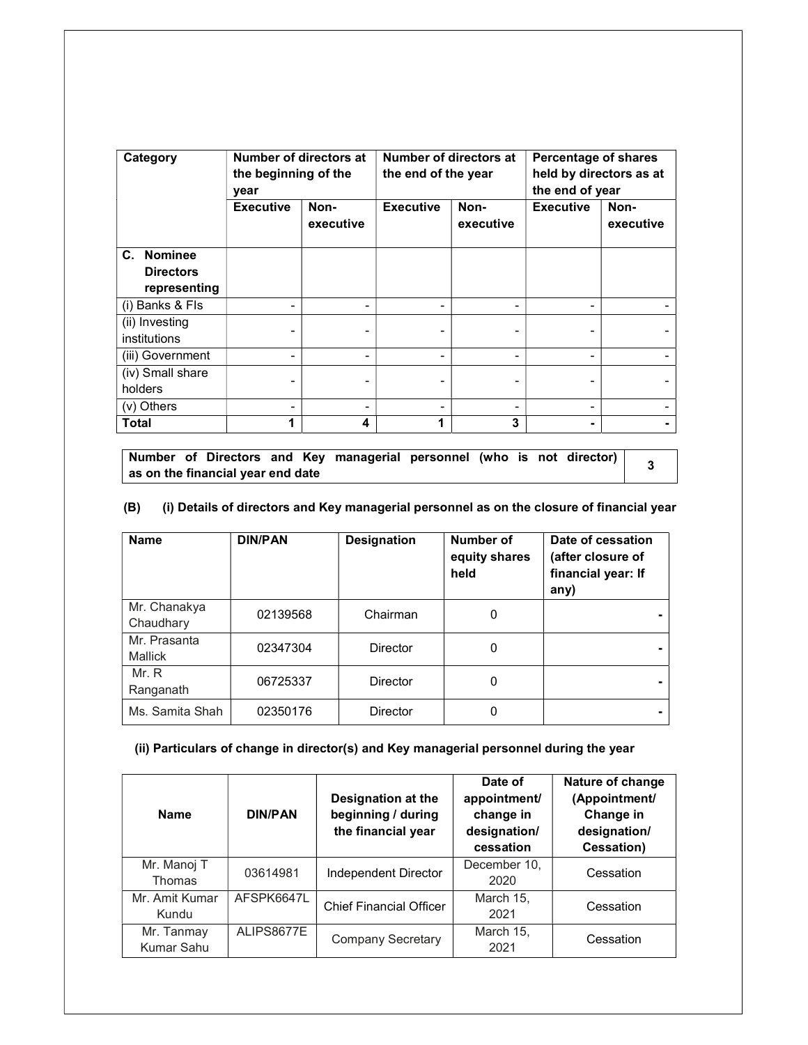| Category | Number of directors at the beginning of the year | | Number of directors at the end of the year | | Percentage of shares held by directors as at the end of year | |
|---|---|---|---|---|---|---|
| | Executive | Non-executive | Executive | Non-executive | Executive | Non-executive |
| **C. Nominee Directors representing** | | | | | | |
| (i) Banks & FIs | - | - | - | - | - | - |
| (ii) Investing institutions | - | - | - | - | - | - |
| (iii) Government | - | - | - | - | - | - |
| (iv) Small share holders | - | - | - | - | - | - |
| (v) Others | - | - | - | - | - | - |
| **Total** | **1** | **4** | **1** | **3** | **-** | **-** |

| Number of Directors and Key managerial personnel (who is not director) as on the financial year end date | 3 |
|---|---|

**(B) (i) Details of directors and Key managerial personnel as on the closure of financial year**

| Name | DIN/PAN | Designation | Number of equity shares held | Date of cessation (after closure of financial year: If any) |
|---|---|---|---|---|
| Mr. Chanakya Chaudhary | 02139568 | Chairman | 0 | - |
| Mr. Prasanta Mallick | 02347304 | Director | 0 | - |
| Mr. R Ranganath | 06725337 | Director | 0 | - |
| Ms. Samita Shah | 02350176 | Director | 0 | - |

**(ii) Particulars of change in director(s) and Key managerial personnel during the year**

| Name | DIN/PAN | Designation at the beginning / during the financial year | Date of appointment/ change in designation/ cessation | Nature of change (Appointment/ Change in designation/ Cessation) |
|---|---|---|---|---|
| Mr. Manoj T Thomas | 03614981 | Independent Director | December 10, 2020 | Cessation |
| Mr. Amit Kumar Kundu | AFSPK6647L | Chief Financial Officer | March 15, 2021 | Cessation |
| Mr. Tanmay Kumar Sahu | ALIPS8677E | Company Secretary | March 15, 2021 | Cessation |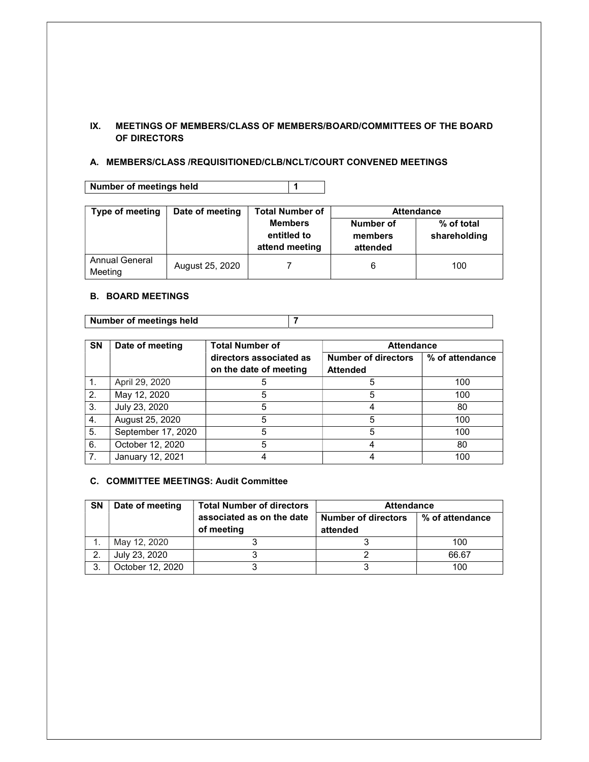## IX. MEETINGS OF MEMBERS/CLASS OF MEMBERS/BOARD/COMMITTEES OF THE BOARD OF DIRECTORS

### A. MEMBERS/CLASS /REQUISITIONED/CLB/NCLT/COURT CONVENED MEETINGS

| Number of meetings held | 1 |
|---|---|

| Type of meeting | Date of meeting | Total Number of Members entitled to attend meeting | Attendance | |
|---|---|---|---|---|
| | | | Number of members attended | % of total shareholding |
| Annual General Meeting | August 25, 2020 | 7 | 6 | 100 |

### B. BOARD MEETINGS

| Number of meetings held | 7 |
|---|---|

| SN | Date of meeting | Total Number of directors associated as on the date of meeting | Attendance | |
|---|---|---|---|---|
| | | | Number of directors Attended | % of attendance |
| 1. | April 29, 2020 | 5 | 5 | 100 |
| 2. | May 12, 2020 | 5 | 5 | 100 |
| 3. | July 23, 2020 | 5 | 4 | 80 |
| 4. | August 25, 2020 | 5 | 5 | 100 |
| 5. | September 17, 2020 | 5 | 5 | 100 |
| 6. | October 12, 2020 | 5 | 4 | 80 |
| 7. | January 12, 2021 | 4 | 4 | 100 |

### C. COMMITTEE MEETINGS: Audit Committee

| SN | Date of meeting | Total Number of directors associated as on the date of meeting | Attendance | |
|---|---|---|---|---|
| | | | Number of directors attended | % of attendance |
| 1. | May 12, 2020 | 3 | 3 | 100 |
| 2. | July 23, 2020 | 3 | 2 | 66.67 |
| 3. | October 12, 2020 | 3 | 3 | 100 |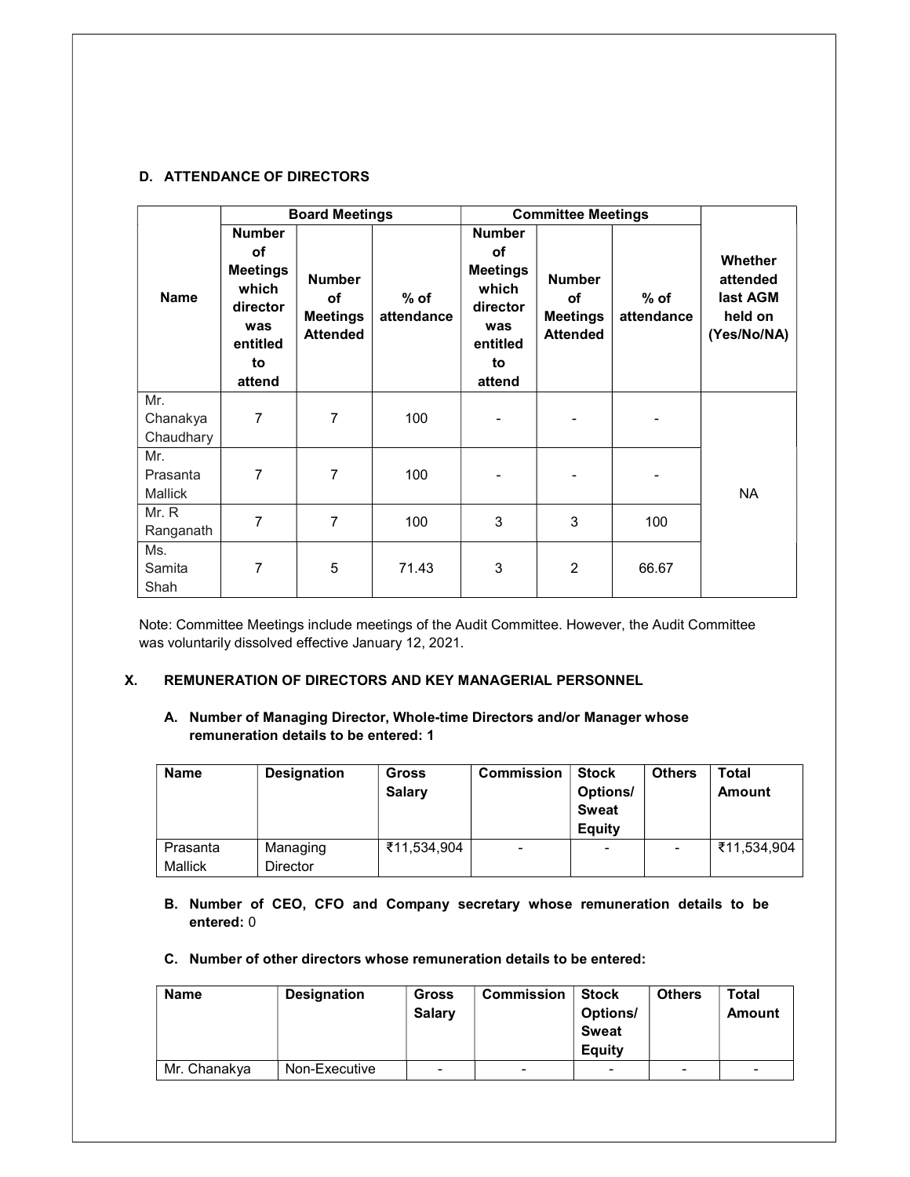### D. ATTENDANCE OF DIRECTORS

| Name | Board Meetings | | | Committee Meetings | | | Whether attended last AGM held on (Yes/No/NA) |
|---|---|---|---|---|---|---|---|
| | Number of Meetings which director was entitled to attend | Number of Meetings Attended | % of attendance | Number of Meetings which director was entitled to attend | Number of Meetings Attended | % of attendance | |
| Mr. Chanakya Chaudhary | 7 | 7 | 100 | - | - | - | NA |
| Mr. Prasanta Mallick | 7 | 7 | 100 | - | - | - | |
| Mr. R Ranganath | 7 | 7 | 100 | 3 | 3 | 100 | |
| Ms. Samita Shah | 7 | 5 | 71.43 | 3 | 2 | 66.67 | |

Note: Committee Meetings include meetings of the Audit Committee. However, the Audit Committee was voluntarily dissolved effective January 12, 2021.

## X. REMUNERATION OF DIRECTORS AND KEY MANAGERIAL PERSONNEL

**A. Number of Managing Director, Whole-time Directors and/or Manager whose remuneration details to be entered: 1**

| Name | Designation | Gross Salary | Commission | Stock Options/ Sweat Equity | Others | Total Amount |
|---|---|---|---|---|---|---|
| Prasanta Mallick | Managing Director | ₹11,534,904 | - | - | - | ₹11,534,904 |

**B. Number of CEO, CFO and Company secretary whose remuneration details to be entered:** 0

**C. Number of other directors whose remuneration details to be entered:**

| Name | Designation | Gross Salary | Commission | Stock Options/ Sweat Equity | Others | Total Amount |
|---|---|---|---|---|---|---|
| Mr. Chanakya | Non-Executive | - | - | - | - | - |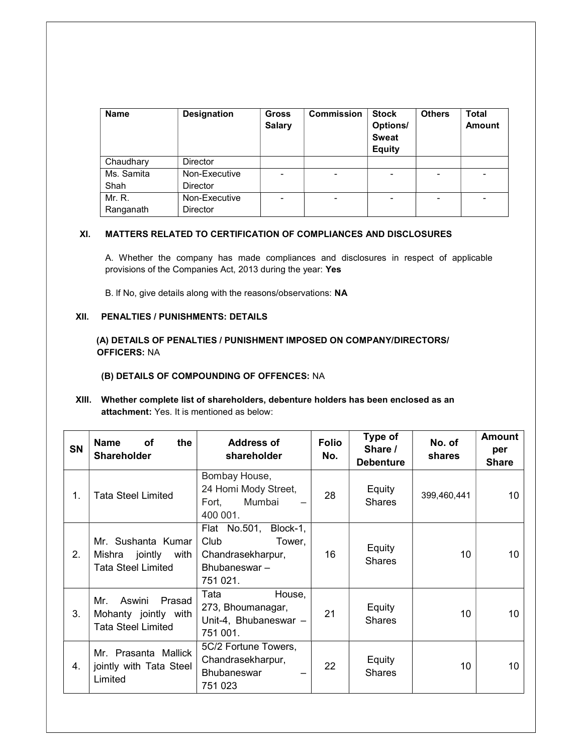| Name | Designation | Gross Salary | Commission | Stock Options/ Sweat Equity | Others | Total Amount |
|---|---|---|---|---|---|---|
| Chaudhary | Director | | | | | |
| Ms. Samita Shah | Non-Executive Director | - | - | - | - | - |
| Mr. R. Ranganath | Non-Executive Director | - | - | - | - | - |

## XI. MATTERS RELATED TO CERTIFICATION OF COMPLIANCES AND DISCLOSURES

A. Whether the company has made compliances and disclosures in respect of applicable provisions of the Companies Act, 2013 during the year: **Yes**

B. If No, give details along with the reasons/observations: **NA**

## XII. PENALTIES / PUNISHMENTS: DETAILS

**(A) DETAILS OF PENALTIES / PUNISHMENT IMPOSED ON COMPANY/DIRECTORS/ OFFICERS:** NA

**(B) DETAILS OF COMPOUNDING OF OFFENCES:** NA

## XIII. Whether complete list of shareholders, debenture holders has been enclosed as an attachment: 
Yes. It is mentioned as below:

| SN | Name of the Shareholder | Address of shareholder | Folio No. | Type of Share / Debenture | No. of shares | Amount per Share |
|---|---|---|---|---|---|---|
| 1. | Tata Steel Limited | Bombay House, 24 Homi Mody Street, Fort, Mumbai – 400 001. | 28 | Equity Shares | 399,460,441 | 10 |
| 2. | Mr. Sushanta Kumar Mishra jointly with Tata Steel Limited | Flat No.501, Block-1, Club Tower, Chandrasekharpur, Bhubaneswar – 751 021. | 16 | Equity Shares | 10 | 10 |
| 3. | Mr. Aswini Prasad Mohanty jointly with Tata Steel Limited | Tata House, 273, Bhoumanagar, Unit-4, Bhubaneswar – 751 001. | 21 | Equity Shares | 10 | 10 |
| 4. | Mr. Prasanta Mallick jointly with Tata Steel Limited | 5C/2 Fortune Towers, Chandrasekharpur, Bhubaneswar – 751 023 | 22 | Equity Shares | 10 | 10 |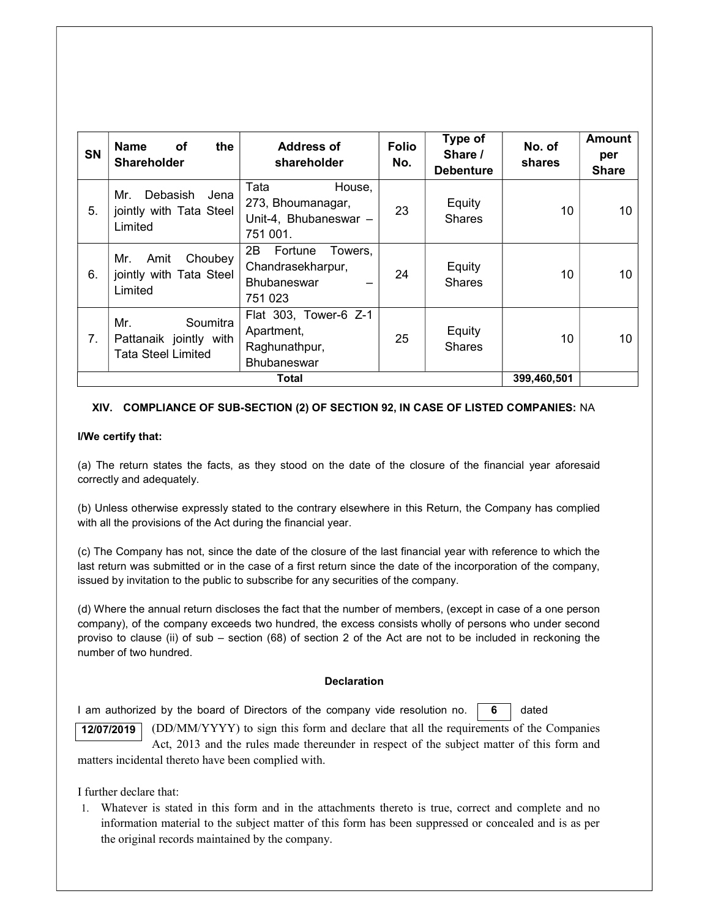| SN | Name of the Shareholder | Address of shareholder | Folio No. | Type of Share / Debenture | No. of shares | Amount per Share |
|---|---|---|---|---|---|---|
| 5. | Mr. Debasish Jena jointly with Tata Steel Limited | Tata House, 273, Bhoumanagar, Unit-4, Bhubaneswar – 751 001. | 23 | Equity Shares | 10 | 10 |
| 6. | Mr. Amit Choubey jointly with Tata Steel Limited | 2B Fortune Towers, Chandrasekharpur, Bhubaneswar – 751 023 | 24 | Equity Shares | 10 | 10 |
| 7. | Mr. Soumitra Pattanaik jointly with Tata Steel Limited | Flat 303, Tower-6 Z-1 Apartment, Raghunathpur, Bhubaneswar | 25 | Equity Shares | 10 | 10 |
| | | Total | | | 399,460,501 | |

**XIV. COMPLIANCE OF SUB-SECTION (2) OF SECTION 92, IN CASE OF LISTED COMPANIES:** NA

**I/We certify that:**

(a) The return states the facts, as they stood on the date of the closure of the financial year aforesaid correctly and adequately.

(b) Unless otherwise expressly stated to the contrary elsewhere in this Return, the Company has complied with all the provisions of the Act during the financial year.

(c) The Company has not, since the date of the closure of the last financial year with reference to which the last return was submitted or in the case of a first return since the date of the incorporation of the company, issued by invitation to the public to subscribe for any securities of the company.

(d) Where the annual return discloses the fact that the number of members, (except in case of a one person company), of the company exceeds two hundred, the excess consists wholly of persons who under second proviso to clause (ii) of sub – section (68) of section 2 of the Act are not to be included in reckoning the number of two hundred.

**Declaration**

I am authorized by the board of Directors of the company vide resolution no. **6** dated **12/07/2019** (DD/MM/YYYY) to sign this form and declare that all the requirements of the Companies Act, 2013 and the rules made thereunder in respect of the subject matter of this form and matters incidental thereto have been complied with.

I further declare that:

1. Whatever is stated in this form and in the attachments thereto is true, correct and complete and no information material to the subject matter of this form has been suppressed or concealed and is as per the original records maintained by the company.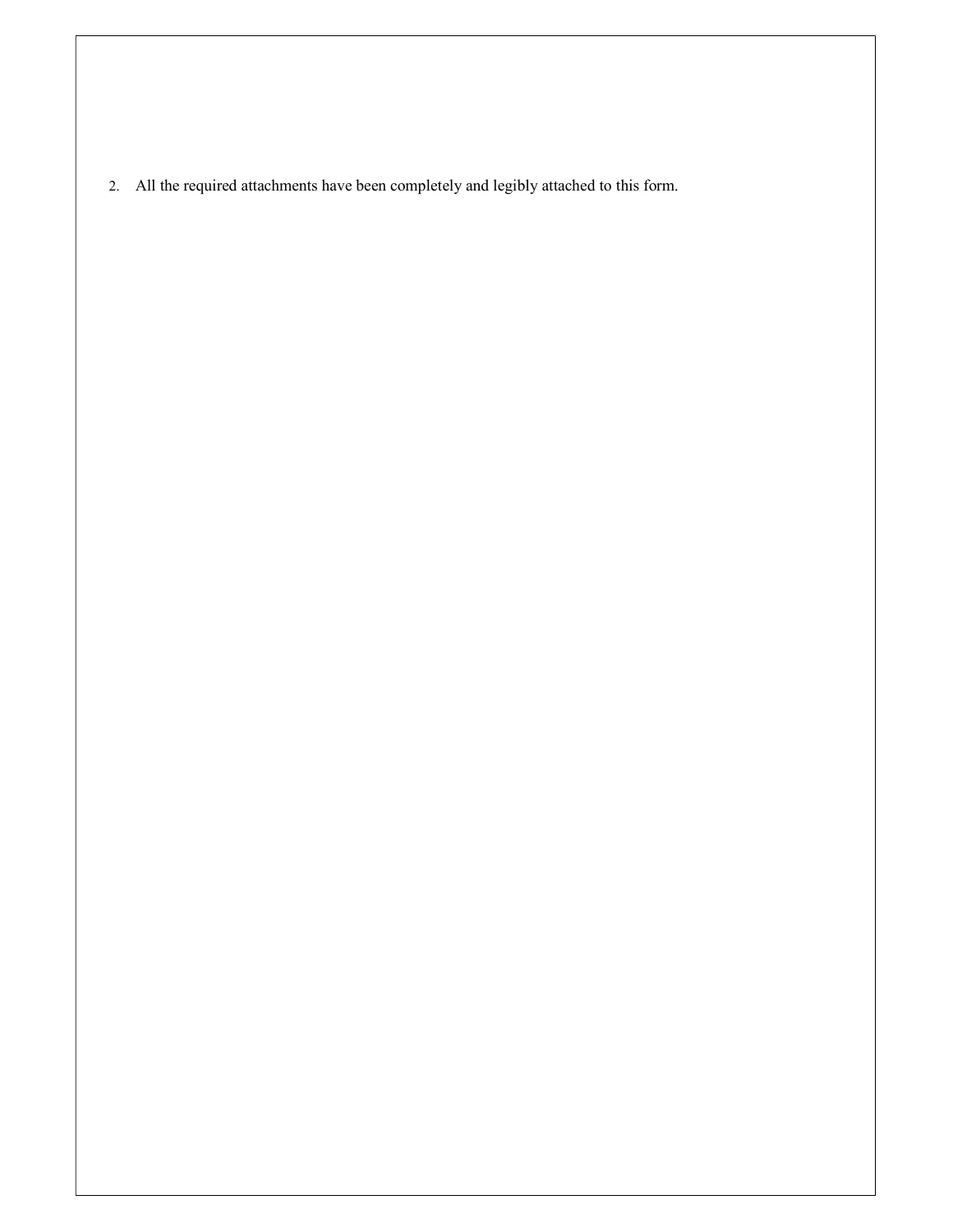2. All the required attachments have been completely and legibly attached to this form.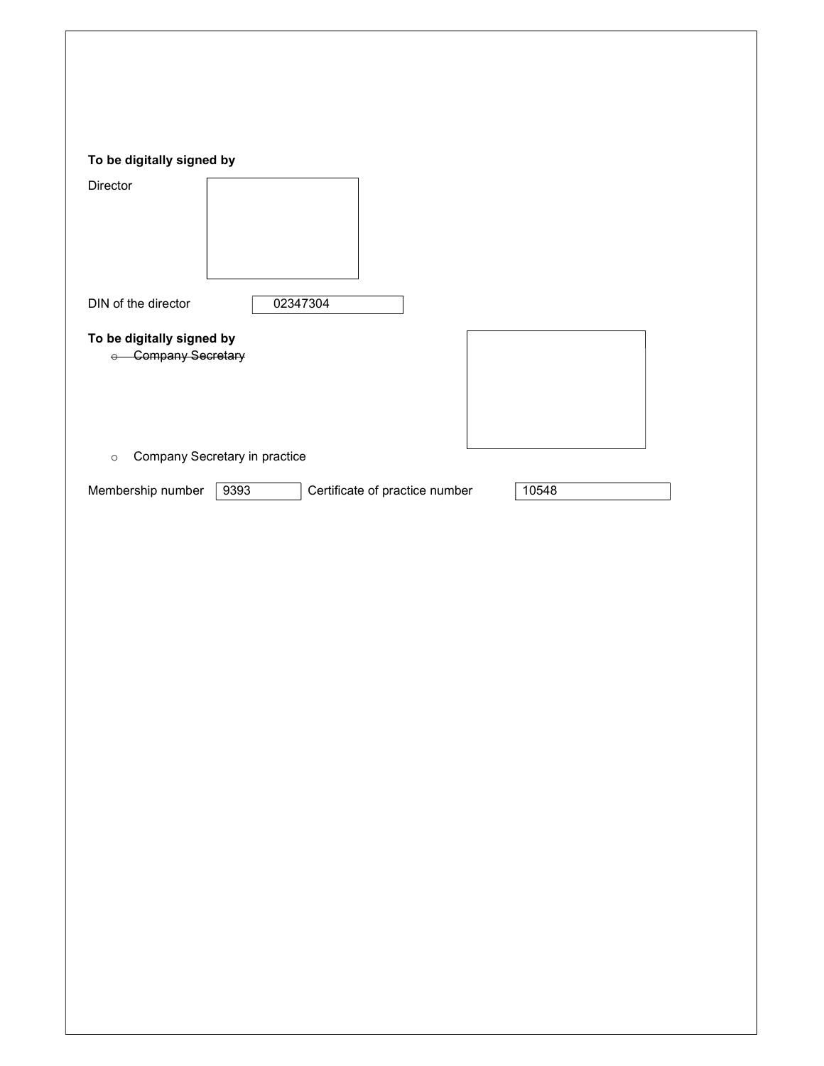**To be digitally signed by**

Director

DIN of the director 02347304

**To be digitally signed by**

- ~~Company Secretary~~
- Company Secretary in practice

Membership number 9393 Certificate of practice number 10548